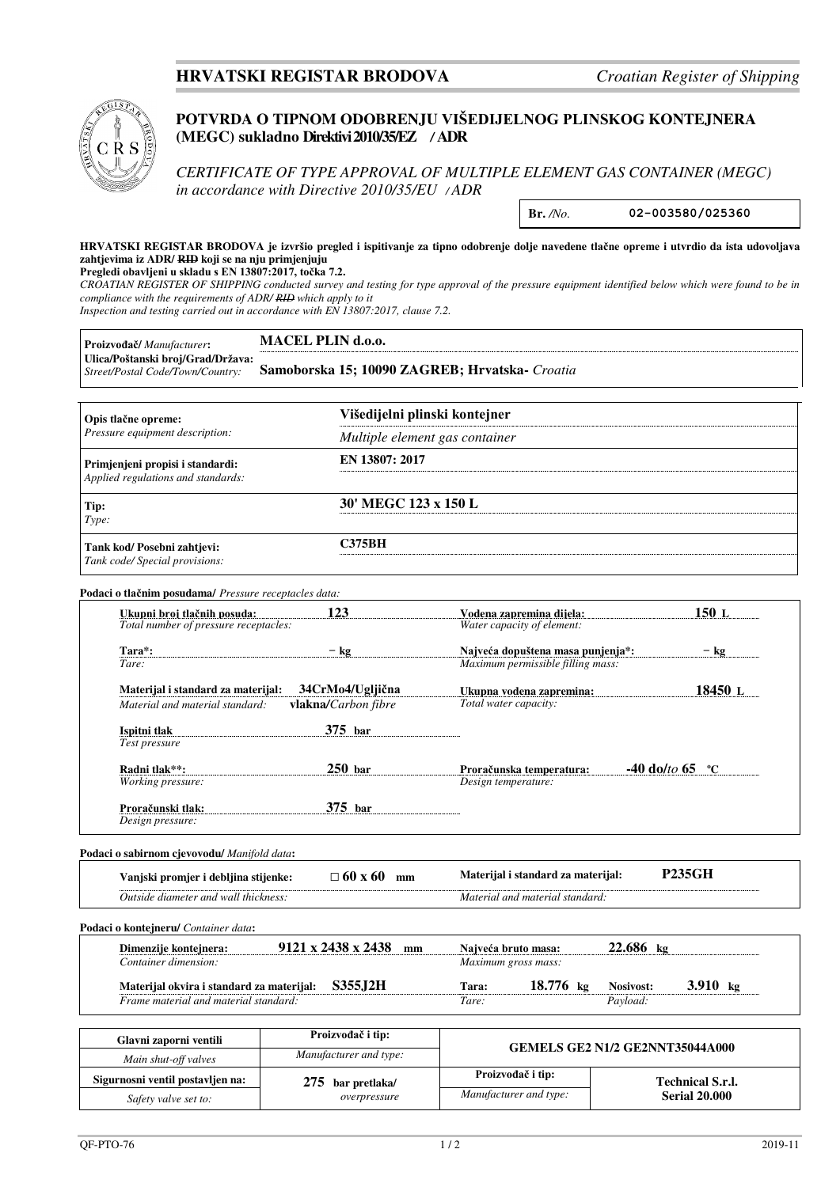## HRVATSKI REGISTAR BRODOVA *Croatian Register of Shipping*

### POTVRDA O TIPNOM ODOBRENJU VIŠEDIJELNOG PLINSKOG KONTEJNERA (MEGC) sukladno Direktivi 2010/35/EZ / ADR

*CERTIFICATE OF TYPE APPROVAL OF MULTIPLE ELEMENT GAS CONTAINER (MEGC) in accordance with Directive 2010/35/EU / ADR*

**Br.** /*No.* 02-003580/025360

**HRVATSKI REGISTAR BRODOVA je izvršio pregled i ispitivanje za tipno odobrenje dolje navedene tlačne opreme i utvrdio da ista udovoljava zahtjevima iz ADR/ ~~RID~~ koji se na nju primjenjuju**
**Pregledi obavljeni u skladu s EN 13807:2017, točka 7.2.**
*CROATIAN REGISTER OF SHIPPING conducted survey and testing for type approval of the pressure equipment identified below which were found to be in compliance with the requirements of ADR/ ~~RID~~ which apply to it*
*Inspection and testing carried out in accordance with EN 13807:2017, clause 7.2.*

| | |
|---|---|
| **Proizvođač/** *Manufacturer*: | **MACEL PLIN d.o.o.** |
| **Ulica/Poštanski broj/Grad/Država:** *Street/Postal Code/Town/Country:* | **Samoborska 15; 10090 ZAGREB; Hrvatska-** *Croatia* |

| | |
|---|---|
| **Opis tlačne opreme:** *Pressure equipment description:* | **Višedijelni plinski kontejner** *Multiple element gas container* |
| **Primjenjeni propisi i standardi:** *Applied regulations and standards:* | **EN 13807: 2017** |
| **Tip:** *Type:* | **30' MEGC 123 x 150 L** |
| **Tank kod/ Posebni zahtjevi:** *Tank code/ Special provisions:* | **C375BH** |

**Podaci o tlačnim posudama/** *Pressure receptacles data:*

| | | | |
|---|---|---|---|
| **Ukupni broj tlačnih posuda:** *Total number of pressure receptacles:* | **123** | **Vodena zapremina dijela:** *Water capacity of element:* | **150 L** |
| **Tara\*:** *Tare:* | **- kg** | **Najveća dopuštena masa punjenja\*:** *Maximum permissible filling mass:* | **- kg** |
| **Materijal i standard za materijal:** *Material and material standard:* | **34CrMo4/Ugljična vlakna/***Carbon fibre* | **Ukupna vodena zapremina:** *Total water capacity:* | **18450 L** |
| **Ispitni tlak** *Test pressure* | **375 bar** | | |
| **Radni tlak\*\*:** *Working pressure:* | **250 bar** | **Proračunska temperatura:** *Design temperature:* | **-40 do/***to* **65 °C** |
| **Proračunski tlak:** *Design pressure:* | **375 bar** | | |

**Podaci o sabirnom cjevovodu/** *Manifold data*:

| | | | |
|---|---|---|---|
| **Vanjski promjer i debljina stijenke:** *Outside diameter and wall thickness:* | **□ 60 x 60 mm** | **Materijal i standard za materijal:** *Material and material standard:* | **P235GH** |

**Podaci o kontejneru/** *Container data*:

| | | | |
|---|---|---|---|
| **Dimenzije kontejnera:** *Container dimension:* | **9121 x 2438 x 2438 mm** | **Najveća bruto masa:** *Maximum gross mass:* | **22.686 kg** |
| **Materijal okvira i standard za materijal:** *Frame material and material standard:* | **S355J2H** | **Tara:** *Tare:* **18.776 kg** | **Nosivost:** *Payload:* **3.910 kg** |

| | | | |
|---|---|---|---|
| **Glavni zaporni ventili** *Main shut-off valves* | **Proizvođač i tip:** *Manufacturer and type:* | **GEMELS GE2 N1/2 GE2NNT35044A000** | |
| **Sigurnosni ventil postavljen na:** *Safety valve set to:* | **275 bar pretlaka/** *overpressure* | **Proizvođač i tip:** *Manufacturer and type:* | **Technical S.r.l. Serial 20.000** |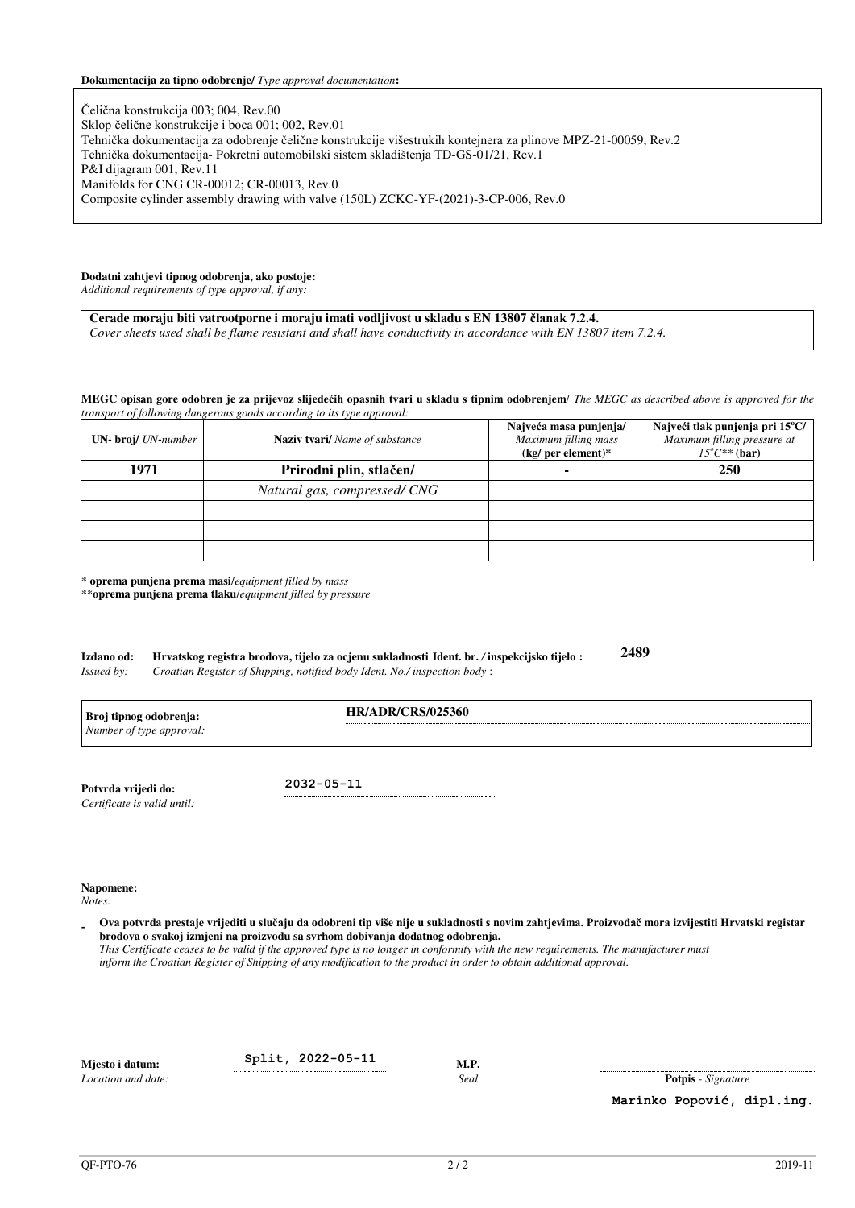**Dokumentacija za tipno odobrenje/** *Type approval documentation***:**

Čelična konstrukcija 003; 004, Rev.00
Sklop čelične konstrukcije i boca 001; 002, Rev.01
Tehnička dokumentacija za odobrenje čelične konstrukcije višestrukih kontejnera za plinove MPZ-21-00059, Rev.2
Tehnička dokumentacija- Pokretni automobilski sistem skladištenja TD-GS-01/21, Rev.1
P&I dijagram 001, Rev.11
Manifolds for CNG CR-00012; CR-00013, Rev.0
Composite cylinder assembly drawing with valve (150L) ZCKC-YF-(2021)-3-CP-006, Rev.0

**Dodatni zahtjevi tipnog odobrenja, ako postoje:**
*Additional requirements of type approval, if any:*

**Cerade moraju biti vatrootporne i moraju imati vodljivost u skladu s EN 13807 članak 7.2.4.**
*Cover sheets used shall be flame resistant and shall have conductivity in accordance with EN 13807 item 7.2.4.*

**MEGC opisan gore odobren je za prijevoz slijedećih opasnih tvari u skladu s tipnim odobrenjem/** *The MEGC as described above is approved for the transport of following dangerous goods according to its type approval:*

| UN- broj/ *UN-number* | Naziv tvari/ *Name of substance* | Najveća masa punjenja/ *Maximum filling mass* (kg/ per element)* | Najveći tlak punjenja pri 15ºC/ *Maximum filling pressure at 15ºC*** (bar) |
|---|---|---|---|
| **1971** | **Prirodni plin, stlačen/** | **-** | **250** |
| | *Natural gas, compressed/ CNG* | | |
| | | | |
| | | | |
| | | | |

\* **oprema punjena prema masi**/*equipment filled by mass*
\*\***oprema punjena prema tlaku**/*equipment filled by pressure*

**Izdano od:** **Hrvatskog registra brodova, tijelo za ocjenu sukladnosti Ident. br. / inspekcijsko tijelo :** **2489**
*Issued by:* *Croatian Register of Shipping, notified body Ident. No./ inspection body* :

**Broj tipnog odobrenja:** **HR/ADR/CRS/025360**
*Number of type approval:*

**Potvrda vrijedi do:** 2032-05-11
*Certificate is valid until:*

**Napomene:**
*Notes:*

- **Ova potvrda prestaje vrijediti u slučaju da odobreni tip više nije u sukladnosti s novim zahtjevima. Proizvođač mora izvijestiti Hrvatski registar brodova o svakoj izmjeni na proizvodu sa svrhom dobivanja dodatnog odobrenja.**
  *This Certificate ceases to be valid if the approved type is no longer in conformity with the new requirements. The manufacturer must inform the Croatian Register of Shipping of any modification to the product in order to obtain additional approval.*

**Mjesto i datum:** Split, 2022-05-11 **M.P.**
*Location and date:* *Seal*

**Potpis** - *Signature*

**Marinko Popović, dipl.ing.**

QF-PTO-76 2019-11